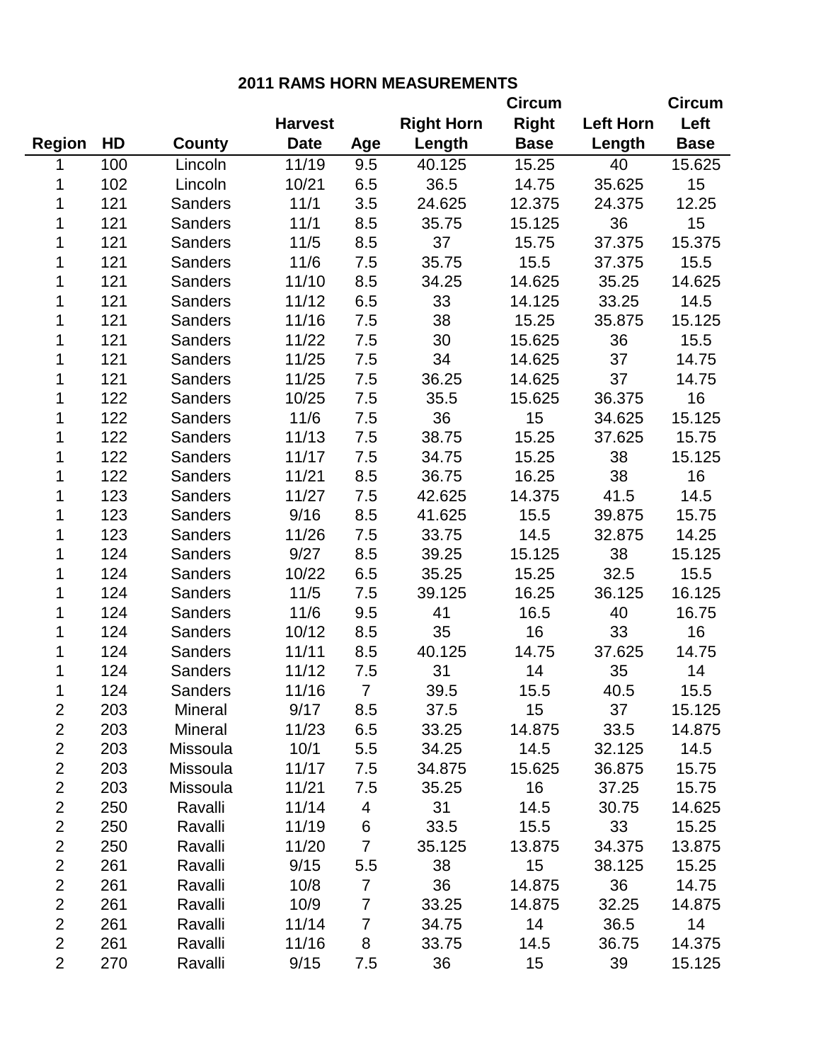# 2011 RAMS HORN MEASUREMENTS

| Region | HD | County | Harvest Date | Age | Right Horn Length | Circum Right Base | Left Horn Length | Circum Left Base |
|---|---|---|---|---|---|---|---|---|
| 1 | 100 | Lincoln | 11/19 | 9.5 | 40.125 | 15.25 | 40 | 15.625 |
| 1 | 102 | Lincoln | 10/21 | 6.5 | 36.5 | 14.75 | 35.625 | 15 |
| 1 | 121 | Sanders | 11/1 | 3.5 | 24.625 | 12.375 | 24.375 | 12.25 |
| 1 | 121 | Sanders | 11/1 | 8.5 | 35.75 | 15.125 | 36 | 15 |
| 1 | 121 | Sanders | 11/5 | 8.5 | 37 | 15.75 | 37.375 | 15.375 |
| 1 | 121 | Sanders | 11/6 | 7.5 | 35.75 | 15.5 | 37.375 | 15.5 |
| 1 | 121 | Sanders | 11/10 | 8.5 | 34.25 | 14.625 | 35.25 | 14.625 |
| 1 | 121 | Sanders | 11/12 | 6.5 | 33 | 14.125 | 33.25 | 14.5 |
| 1 | 121 | Sanders | 11/16 | 7.5 | 38 | 15.25 | 35.875 | 15.125 |
| 1 | 121 | Sanders | 11/22 | 7.5 | 30 | 15.625 | 36 | 15.5 |
| 1 | 121 | Sanders | 11/25 | 7.5 | 34 | 14.625 | 37 | 14.75 |
| 1 | 121 | Sanders | 11/25 | 7.5 | 36.25 | 14.625 | 37 | 14.75 |
| 1 | 122 | Sanders | 10/25 | 7.5 | 35.5 | 15.625 | 36.375 | 16 |
| 1 | 122 | Sanders | 11/6 | 7.5 | 36 | 15 | 34.625 | 15.125 |
| 1 | 122 | Sanders | 11/13 | 7.5 | 38.75 | 15.25 | 37.625 | 15.75 |
| 1 | 122 | Sanders | 11/17 | 7.5 | 34.75 | 15.25 | 38 | 15.125 |
| 1 | 122 | Sanders | 11/21 | 8.5 | 36.75 | 16.25 | 38 | 16 |
| 1 | 123 | Sanders | 11/27 | 7.5 | 42.625 | 14.375 | 41.5 | 14.5 |
| 1 | 123 | Sanders | 9/16 | 8.5 | 41.625 | 15.5 | 39.875 | 15.75 |
| 1 | 123 | Sanders | 11/26 | 7.5 | 33.75 | 14.5 | 32.875 | 14.25 |
| 1 | 124 | Sanders | 9/27 | 8.5 | 39.25 | 15.125 | 38 | 15.125 |
| 1 | 124 | Sanders | 10/22 | 6.5 | 35.25 | 15.25 | 32.5 | 15.5 |
| 1 | 124 | Sanders | 11/5 | 7.5 | 39.125 | 16.25 | 36.125 | 16.125 |
| 1 | 124 | Sanders | 11/6 | 9.5 | 41 | 16.5 | 40 | 16.75 |
| 1 | 124 | Sanders | 10/12 | 8.5 | 35 | 16 | 33 | 16 |
| 1 | 124 | Sanders | 11/11 | 8.5 | 40.125 | 14.75 | 37.625 | 14.75 |
| 1 | 124 | Sanders | 11/12 | 7.5 | 31 | 14 | 35 | 14 |
| 1 | 124 | Sanders | 11/16 | 7 | 39.5 | 15.5 | 40.5 | 15.5 |
| 2 | 203 | Mineral | 9/17 | 8.5 | 37.5 | 15 | 37 | 15.125 |
| 2 | 203 | Mineral | 11/23 | 6.5 | 33.25 | 14.875 | 33.5 | 14.875 |
| 2 | 203 | Missoula | 10/1 | 5.5 | 34.25 | 14.5 | 32.125 | 14.5 |
| 2 | 203 | Missoula | 11/17 | 7.5 | 34.875 | 15.625 | 36.875 | 15.75 |
| 2 | 203 | Missoula | 11/21 | 7.5 | 35.25 | 16 | 37.25 | 15.75 |
| 2 | 250 | Ravalli | 11/14 | 4 | 31 | 14.5 | 30.75 | 14.625 |
| 2 | 250 | Ravalli | 11/19 | 6 | 33.5 | 15.5 | 33 | 15.25 |
| 2 | 250 | Ravalli | 11/20 | 7 | 35.125 | 13.875 | 34.375 | 13.875 |
| 2 | 261 | Ravalli | 9/15 | 5.5 | 38 | 15 | 38.125 | 15.25 |
| 2 | 261 | Ravalli | 10/8 | 7 | 36 | 14.875 | 36 | 14.75 |
| 2 | 261 | Ravalli | 10/9 | 7 | 33.25 | 14.875 | 32.25 | 14.875 |
| 2 | 261 | Ravalli | 11/14 | 7 | 34.75 | 14 | 36.5 | 14 |
| 2 | 261 | Ravalli | 11/16 | 8 | 33.75 | 14.5 | 36.75 | 14.375 |
| 2 | 270 | Ravalli | 9/15 | 7.5 | 36 | 15 | 39 | 15.125 |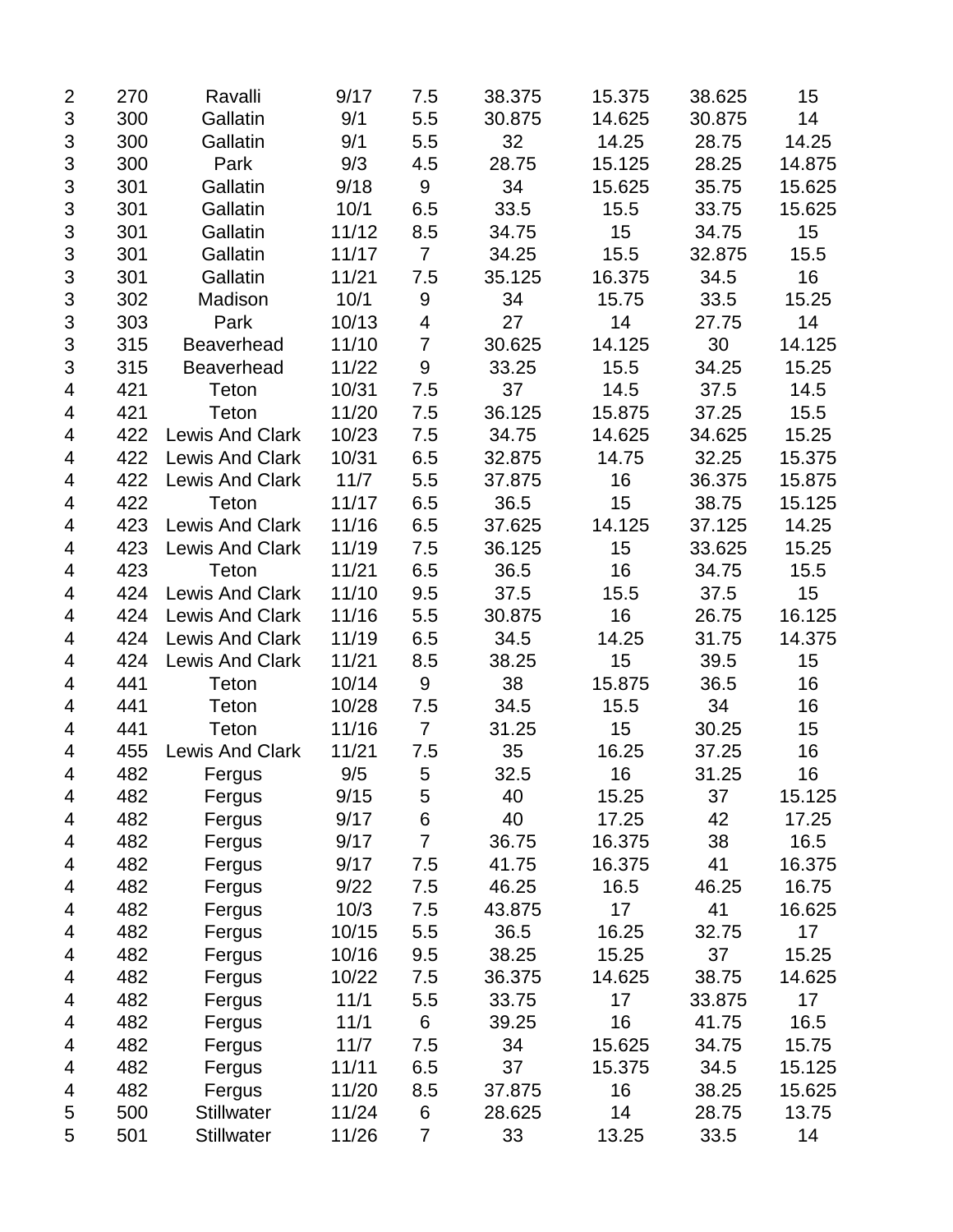| | | | | | | | | |
|---|---|---|---|---|---|---|---|---|
| 2 | 270 | Ravalli | 9/17 | 7.5 | 38.375 | 15.375 | 38.625 | 15 |
| 3 | 300 | Gallatin | 9/1 | 5.5 | 30.875 | 14.625 | 30.875 | 14 |
| 3 | 300 | Gallatin | 9/1 | 5.5 | 32 | 14.25 | 28.75 | 14.25 |
| 3 | 300 | Park | 9/3 | 4.5 | 28.75 | 15.125 | 28.25 | 14.875 |
| 3 | 301 | Gallatin | 9/18 | 9 | 34 | 15.625 | 35.75 | 15.625 |
| 3 | 301 | Gallatin | 10/1 | 6.5 | 33.5 | 15.5 | 33.75 | 15.625 |
| 3 | 301 | Gallatin | 11/12 | 8.5 | 34.75 | 15 | 34.75 | 15 |
| 3 | 301 | Gallatin | 11/17 | 7 | 34.25 | 15.5 | 32.875 | 15.5 |
| 3 | 301 | Gallatin | 11/21 | 7.5 | 35.125 | 16.375 | 34.5 | 16 |
| 3 | 302 | Madison | 10/1 | 9 | 34 | 15.75 | 33.5 | 15.25 |
| 3 | 303 | Park | 10/13 | 4 | 27 | 14 | 27.75 | 14 |
| 3 | 315 | Beaverhead | 11/10 | 7 | 30.625 | 14.125 | 30 | 14.125 |
| 3 | 315 | Beaverhead | 11/22 | 9 | 33.25 | 15.5 | 34.25 | 15.25 |
| 4 | 421 | Teton | 10/31 | 7.5 | 37 | 14.5 | 37.5 | 14.5 |
| 4 | 421 | Teton | 11/20 | 7.5 | 36.125 | 15.875 | 37.25 | 15.5 |
| 4 | 422 | Lewis And Clark | 10/23 | 7.5 | 34.75 | 14.625 | 34.625 | 15.25 |
| 4 | 422 | Lewis And Clark | 10/31 | 6.5 | 32.875 | 14.75 | 32.25 | 15.375 |
| 4 | 422 | Lewis And Clark | 11/7 | 5.5 | 37.875 | 16 | 36.375 | 15.875 |
| 4 | 422 | Teton | 11/17 | 6.5 | 36.5 | 15 | 38.75 | 15.125 |
| 4 | 423 | Lewis And Clark | 11/16 | 6.5 | 37.625 | 14.125 | 37.125 | 14.25 |
| 4 | 423 | Lewis And Clark | 11/19 | 7.5 | 36.125 | 15 | 33.625 | 15.25 |
| 4 | 423 | Teton | 11/21 | 6.5 | 36.5 | 16 | 34.75 | 15.5 |
| 4 | 424 | Lewis And Clark | 11/10 | 9.5 | 37.5 | 15.5 | 37.5 | 15 |
| 4 | 424 | Lewis And Clark | 11/16 | 5.5 | 30.875 | 16 | 26.75 | 16.125 |
| 4 | 424 | Lewis And Clark | 11/19 | 6.5 | 34.5 | 14.25 | 31.75 | 14.375 |
| 4 | 424 | Lewis And Clark | 11/21 | 8.5 | 38.25 | 15 | 39.5 | 15 |
| 4 | 441 | Teton | 10/14 | 9 | 38 | 15.875 | 36.5 | 16 |
| 4 | 441 | Teton | 10/28 | 7.5 | 34.5 | 15.5 | 34 | 16 |
| 4 | 441 | Teton | 11/16 | 7 | 31.25 | 15 | 30.25 | 15 |
| 4 | 455 | Lewis And Clark | 11/21 | 7.5 | 35 | 16.25 | 37.25 | 16 |
| 4 | 482 | Fergus | 9/5 | 5 | 32.5 | 16 | 31.25 | 16 |
| 4 | 482 | Fergus | 9/15 | 5 | 40 | 15.25 | 37 | 15.125 |
| 4 | 482 | Fergus | 9/17 | 6 | 40 | 17.25 | 42 | 17.25 |
| 4 | 482 | Fergus | 9/17 | 7 | 36.75 | 16.375 | 38 | 16.5 |
| 4 | 482 | Fergus | 9/17 | 7.5 | 41.75 | 16.375 | 41 | 16.375 |
| 4 | 482 | Fergus | 9/22 | 7.5 | 46.25 | 16.5 | 46.25 | 16.75 |
| 4 | 482 | Fergus | 10/3 | 7.5 | 43.875 | 17 | 41 | 16.625 |
| 4 | 482 | Fergus | 10/15 | 5.5 | 36.5 | 16.25 | 32.75 | 17 |
| 4 | 482 | Fergus | 10/16 | 9.5 | 38.25 | 15.25 | 37 | 15.25 |
| 4 | 482 | Fergus | 10/22 | 7.5 | 36.375 | 14.625 | 38.75 | 14.625 |
| 4 | 482 | Fergus | 11/1 | 5.5 | 33.75 | 17 | 33.875 | 17 |
| 4 | 482 | Fergus | 11/1 | 6 | 39.25 | 16 | 41.75 | 16.5 |
| 4 | 482 | Fergus | 11/7 | 7.5 | 34 | 15.625 | 34.75 | 15.75 |
| 4 | 482 | Fergus | 11/11 | 6.5 | 37 | 15.375 | 34.5 | 15.125 |
| 4 | 482 | Fergus | 11/20 | 8.5 | 37.875 | 16 | 38.25 | 15.625 |
| 5 | 500 | Stillwater | 11/24 | 6 | 28.625 | 14 | 28.75 | 13.75 |
| 5 | 501 | Stillwater | 11/26 | 7 | 33 | 13.25 | 33.5 | 14 |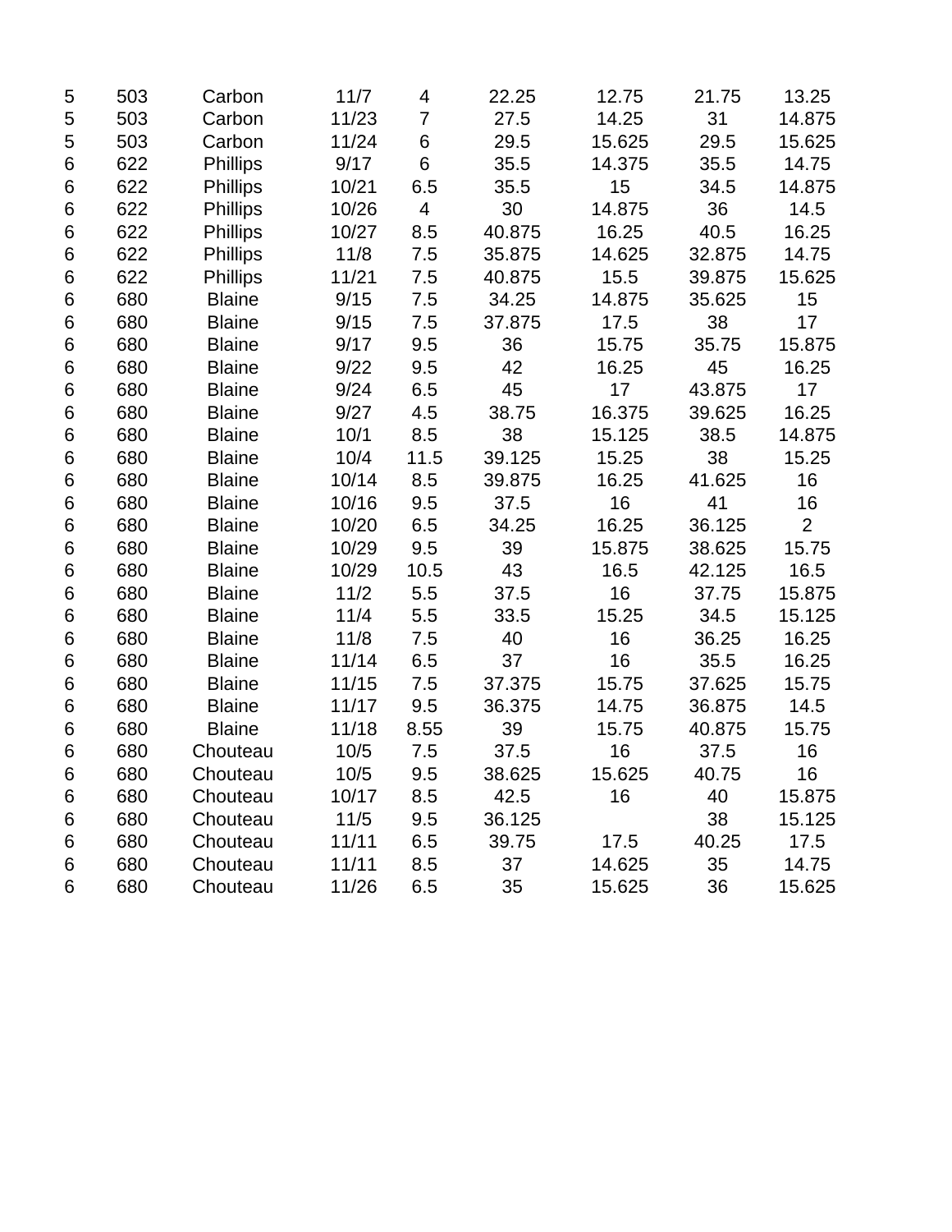| | | | | | | | | |
|---|---|---|---|---|---|---|---|---|
| 5 | 503 | Carbon | 11/7 | 4 | 22.25 | 12.75 | 21.75 | 13.25 |
| 5 | 503 | Carbon | 11/23 | 7 | 27.5 | 14.25 | 31 | 14.875 |
| 5 | 503 | Carbon | 11/24 | 6 | 29.5 | 15.625 | 29.5 | 15.625 |
| 6 | 622 | Phillips | 9/17 | 6 | 35.5 | 14.375 | 35.5 | 14.75 |
| 6 | 622 | Phillips | 10/21 | 6.5 | 35.5 | 15 | 34.5 | 14.875 |
| 6 | 622 | Phillips | 10/26 | 4 | 30 | 14.875 | 36 | 14.5 |
| 6 | 622 | Phillips | 10/27 | 8.5 | 40.875 | 16.25 | 40.5 | 16.25 |
| 6 | 622 | Phillips | 11/8 | 7.5 | 35.875 | 14.625 | 32.875 | 14.75 |
| 6 | 622 | Phillips | 11/21 | 7.5 | 40.875 | 15.5 | 39.875 | 15.625 |
| 6 | 680 | Blaine | 9/15 | 7.5 | 34.25 | 14.875 | 35.625 | 15 |
| 6 | 680 | Blaine | 9/15 | 7.5 | 37.875 | 17.5 | 38 | 17 |
| 6 | 680 | Blaine | 9/17 | 9.5 | 36 | 15.75 | 35.75 | 15.875 |
| 6 | 680 | Blaine | 9/22 | 9.5 | 42 | 16.25 | 45 | 16.25 |
| 6 | 680 | Blaine | 9/24 | 6.5 | 45 | 17 | 43.875 | 17 |
| 6 | 680 | Blaine | 9/27 | 4.5 | 38.75 | 16.375 | 39.625 | 16.25 |
| 6 | 680 | Blaine | 10/1 | 8.5 | 38 | 15.125 | 38.5 | 14.875 |
| 6 | 680 | Blaine | 10/4 | 11.5 | 39.125 | 15.25 | 38 | 15.25 |
| 6 | 680 | Blaine | 10/14 | 8.5 | 39.875 | 16.25 | 41.625 | 16 |
| 6 | 680 | Blaine | 10/16 | 9.5 | 37.5 | 16 | 41 | 16 |
| 6 | 680 | Blaine | 10/20 | 6.5 | 34.25 | 16.25 | 36.125 | 2 |
| 6 | 680 | Blaine | 10/29 | 9.5 | 39 | 15.875 | 38.625 | 15.75 |
| 6 | 680 | Blaine | 10/29 | 10.5 | 43 | 16.5 | 42.125 | 16.5 |
| 6 | 680 | Blaine | 11/2 | 5.5 | 37.5 | 16 | 37.75 | 15.875 |
| 6 | 680 | Blaine | 11/4 | 5.5 | 33.5 | 15.25 | 34.5 | 15.125 |
| 6 | 680 | Blaine | 11/8 | 7.5 | 40 | 16 | 36.25 | 16.25 |
| 6 | 680 | Blaine | 11/14 | 6.5 | 37 | 16 | 35.5 | 16.25 |
| 6 | 680 | Blaine | 11/15 | 7.5 | 37.375 | 15.75 | 37.625 | 15.75 |
| 6 | 680 | Blaine | 11/17 | 9.5 | 36.375 | 14.75 | 36.875 | 14.5 |
| 6 | 680 | Blaine | 11/18 | 8.55 | 39 | 15.75 | 40.875 | 15.75 |
| 6 | 680 | Chouteau | 10/5 | 7.5 | 37.5 | 16 | 37.5 | 16 |
| 6 | 680 | Chouteau | 10/5 | 9.5 | 38.625 | 15.625 | 40.75 | 16 |
| 6 | 680 | Chouteau | 10/17 | 8.5 | 42.5 | 16 | 40 | 15.875 |
| 6 | 680 | Chouteau | 11/5 | 9.5 | 36.125 | | 38 | 15.125 |
| 6 | 680 | Chouteau | 11/11 | 6.5 | 39.75 | 17.5 | 40.25 | 17.5 |
| 6 | 680 | Chouteau | 11/11 | 8.5 | 37 | 14.625 | 35 | 14.75 |
| 6 | 680 | Chouteau | 11/26 | 6.5 | 35 | 15.625 | 36 | 15.625 |